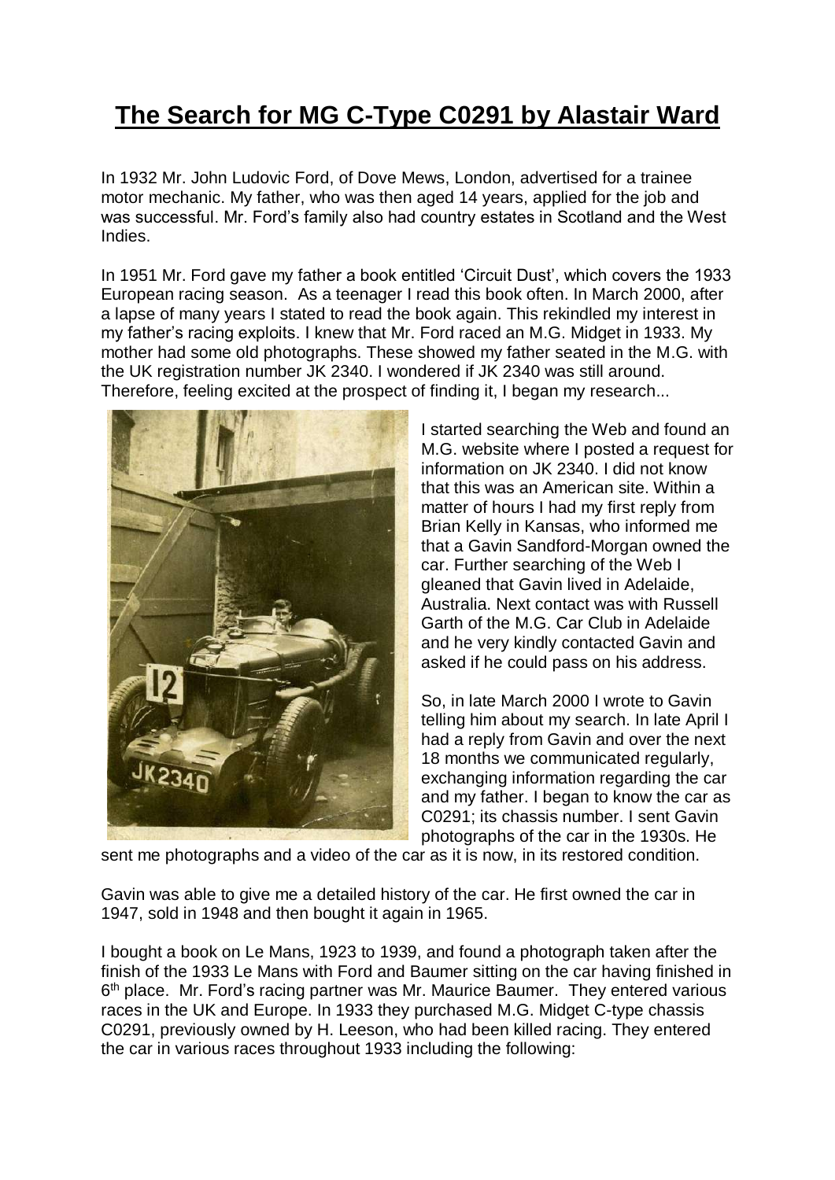# The Search for MG C-Type C0291 by Alastair Ward

In 1932 Mr. John Ludovic Ford, of Dove Mews, London, advertised for a trainee motor mechanic. My father, who was then aged 14 years, applied for the job and was successful. Mr. Ford's family also had country estates in Scotland and the West Indies.

In 1951 Mr. Ford gave my father a book entitled 'Circuit Dust', which covers the 1933 European racing season. As a teenager I read this book often. In March 2000, after a lapse of many years I stated to read the book again. This rekindled my interest in my father's racing exploits. I knew that Mr. Ford raced an M.G. Midget in 1933. My mother had some old photographs. These showed my father seated in the M.G. with the UK registration number JK 2340. I wondered if JK 2340 was still around. Therefore, feeling excited at the prospect of finding it, I began my research...

I started searching the Web and found an M.G. website where I posted a request for information on JK 2340. I did not know that this was an American site. Within a matter of hours I had my first reply from Brian Kelly in Kansas, who informed me that a Gavin Sandford-Morgan owned the car. Further searching of the Web I gleaned that Gavin lived in Adelaide, Australia. Next contact was with Russell Garth of the M.G. Car Club in Adelaide and he very kindly contacted Gavin and asked if he could pass on his address.

So, in late March 2000 I wrote to Gavin telling him about my search. In late April I had a reply from Gavin and over the next 18 months we communicated regularly, exchanging information regarding the car and my father. I began to know the car as C0291; its chassis number. I sent Gavin photographs of the car in the 1930s. He sent me photographs and a video of the car as it is now, in its restored condition.

Gavin was able to give me a detailed history of the car. He first owned the car in 1947, sold in 1948 and then bought it again in 1965.

I bought a book on Le Mans, 1923 to 1939, and found a photograph taken after the finish of the 1933 Le Mans with Ford and Baumer sitting on the car having finished in 6th place. Mr. Ford's racing partner was Mr. Maurice Baumer. They entered various races in the UK and Europe. In 1933 they purchased M.G. Midget C-type chassis C0291, previously owned by H. Leeson, who had been killed racing. They entered the car in various races throughout 1933 including the following: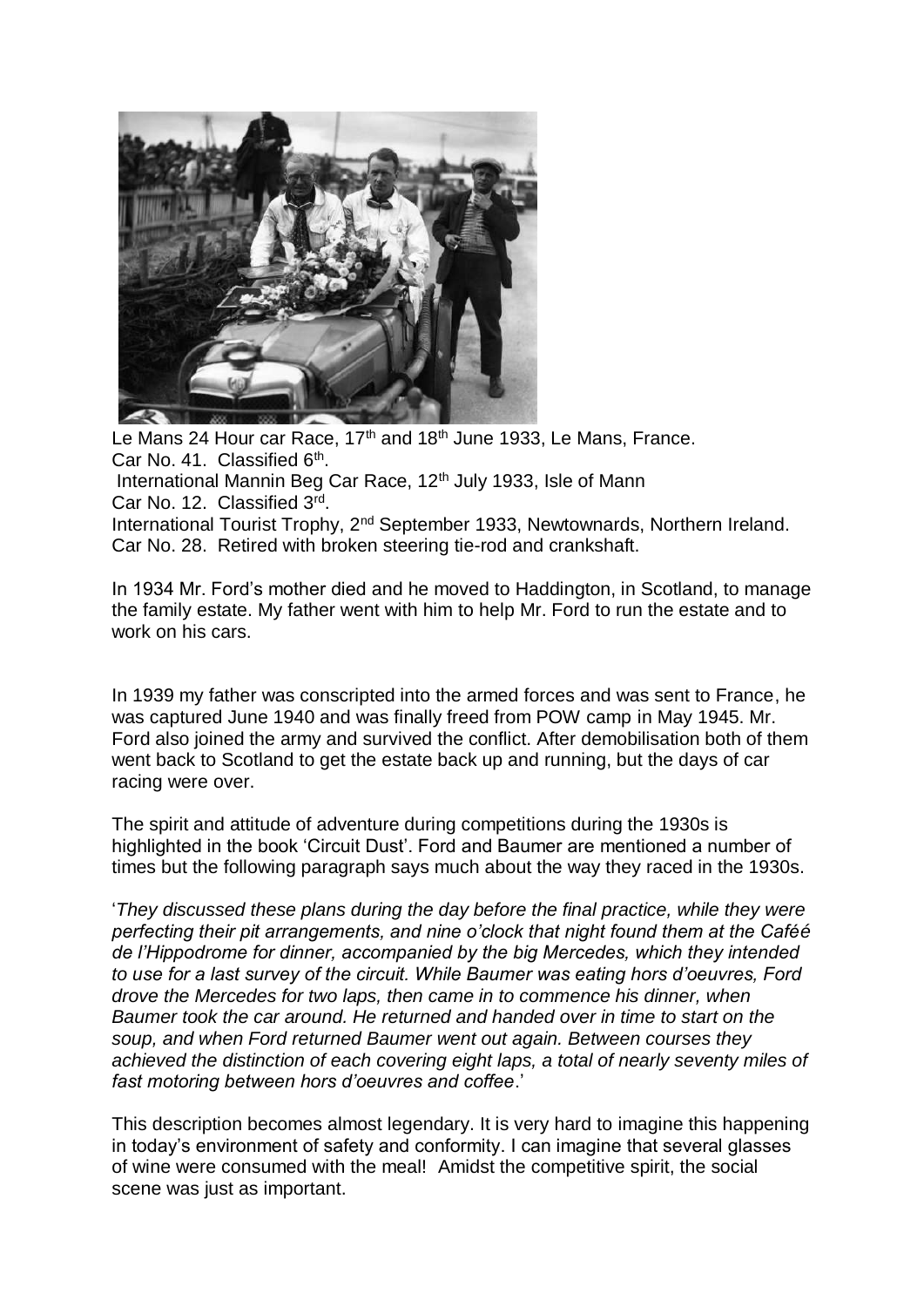Le Mans 24 Hour car Race, 17th and 18th June 1933, Le Mans, France.
Car No. 41. Classified 6th.
International Mannin Beg Car Race, 12th July 1933, Isle of Mann
Car No. 12. Classified 3rd.
International Tourist Trophy, 2nd September 1933, Newtownards, Northern Ireland.
Car No. 28. Retired with broken steering tie-rod and crankshaft.

In 1934 Mr. Ford's mother died and he moved to Haddington, in Scotland, to manage the family estate. My father went with him to help Mr. Ford to run the estate and to work on his cars.

In 1939 my father was conscripted into the armed forces and was sent to France, he was captured June 1940 and was finally freed from POW camp in May 1945. Mr. Ford also joined the army and survived the conflict. After demobilisation both of them went back to Scotland to get the estate back up and running, but the days of car racing were over.

The spirit and attitude of adventure during competitions during the 1930s is highlighted in the book 'Circuit Dust'. Ford and Baumer are mentioned a number of times but the following paragraph says much about the way they raced in the 1930s.

'*They discussed these plans during the day before the final practice, while they were perfecting their pit arrangements, and nine o'clock that night found them at the Caféé de l'Hippodrome for dinner, accompanied by the big Mercedes, which they intended to use for a last survey of the circuit. While Baumer was eating hors d'oeuvres, Ford drove the Mercedes for two laps, then came in to commence his dinner, when Baumer took the car around. He returned and handed over in time to start on the soup, and when Ford returned Baumer went out again. Between courses they achieved the distinction of each covering eight laps, a total of nearly seventy miles of fast motoring between hors d'oeuvres and coffee*.'

This description becomes almost legendary. It is very hard to imagine this happening in today's environment of safety and conformity. I can imagine that several glasses of wine were consumed with the meal! Amidst the competitive spirit, the social scene was just as important.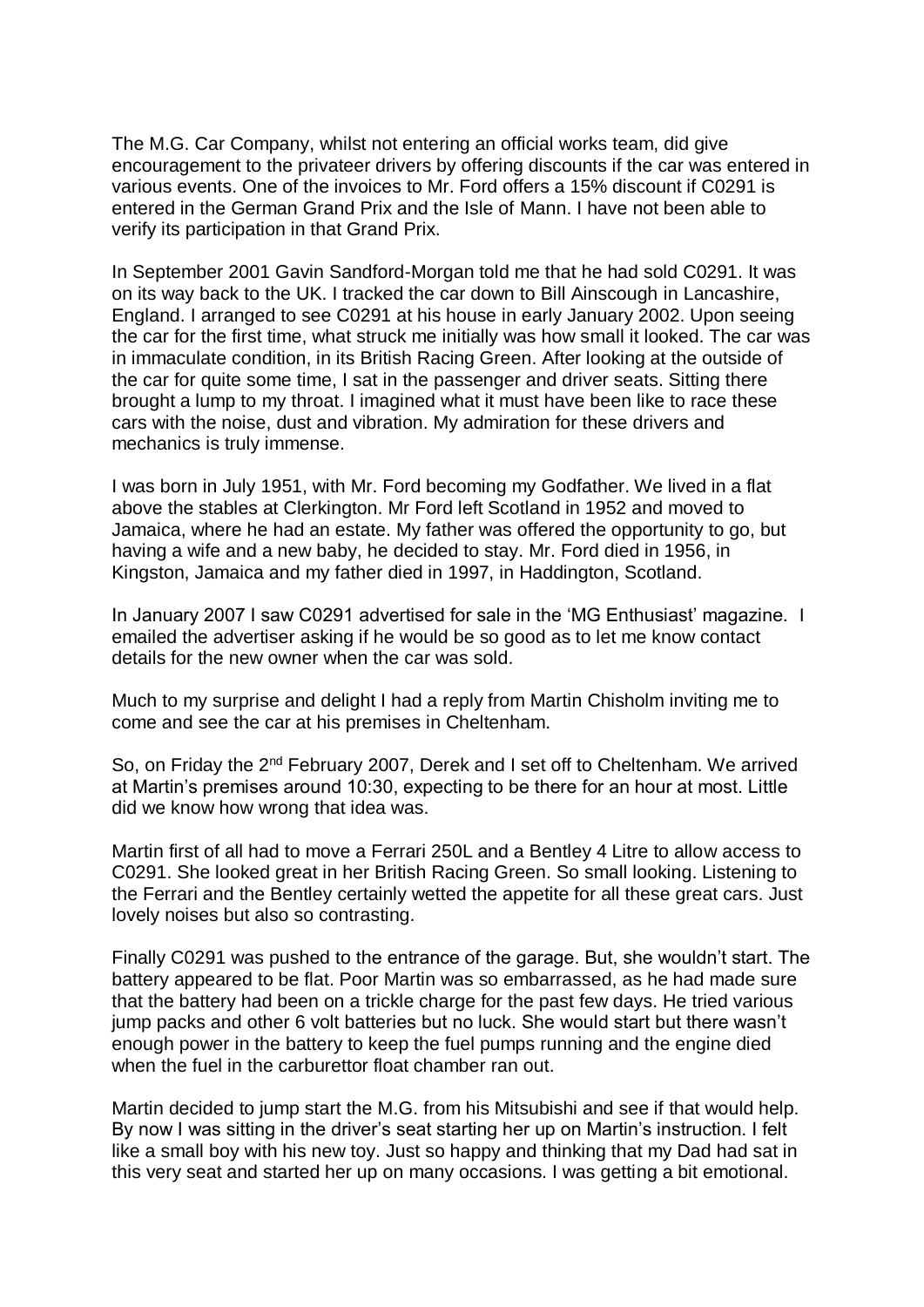The M.G. Car Company, whilst not entering an official works team, did give encouragement to the privateer drivers by offering discounts if the car was entered in various events. One of the invoices to Mr. Ford offers a 15% discount if C0291 is entered in the German Grand Prix and the Isle of Mann. I have not been able to verify its participation in that Grand Prix.

In September 2001 Gavin Sandford-Morgan told me that he had sold C0291. It was on its way back to the UK. I tracked the car down to Bill Ainscough in Lancashire, England. I arranged to see C0291 at his house in early January 2002. Upon seeing the car for the first time, what struck me initially was how small it looked. The car was in immaculate condition, in its British Racing Green. After looking at the outside of the car for quite some time, I sat in the passenger and driver seats. Sitting there brought a lump to my throat. I imagined what it must have been like to race these cars with the noise, dust and vibration. My admiration for these drivers and mechanics is truly immense.

I was born in July 1951, with Mr. Ford becoming my Godfather. We lived in a flat above the stables at Clerkington. Mr Ford left Scotland in 1952 and moved to Jamaica, where he had an estate. My father was offered the opportunity to go, but having a wife and a new baby, he decided to stay. Mr. Ford died in 1956, in Kingston, Jamaica and my father died in 1997, in Haddington, Scotland.

In January 2007 I saw C0291 advertised for sale in the 'MG Enthusiast' magazine. I emailed the advertiser asking if he would be so good as to let me know contact details for the new owner when the car was sold.

Much to my surprise and delight I had a reply from Martin Chisholm inviting me to come and see the car at his premises in Cheltenham.

So, on Friday the 2nd February 2007, Derek and I set off to Cheltenham. We arrived at Martin's premises around 10:30, expecting to be there for an hour at most. Little did we know how wrong that idea was.

Martin first of all had to move a Ferrari 250L and a Bentley 4 Litre to allow access to C0291. She looked great in her British Racing Green. So small looking. Listening to the Ferrari and the Bentley certainly wetted the appetite for all these great cars. Just lovely noises but also so contrasting.

Finally C0291 was pushed to the entrance of the garage. But, she wouldn't start. The battery appeared to be flat. Poor Martin was so embarrassed, as he had made sure that the battery had been on a trickle charge for the past few days. He tried various jump packs and other 6 volt batteries but no luck. She would start but there wasn't enough power in the battery to keep the fuel pumps running and the engine died when the fuel in the carburettor float chamber ran out.

Martin decided to jump start the M.G. from his Mitsubishi and see if that would help. By now I was sitting in the driver's seat starting her up on Martin's instruction. I felt like a small boy with his new toy. Just so happy and thinking that my Dad had sat in this very seat and started her up on many occasions. I was getting a bit emotional.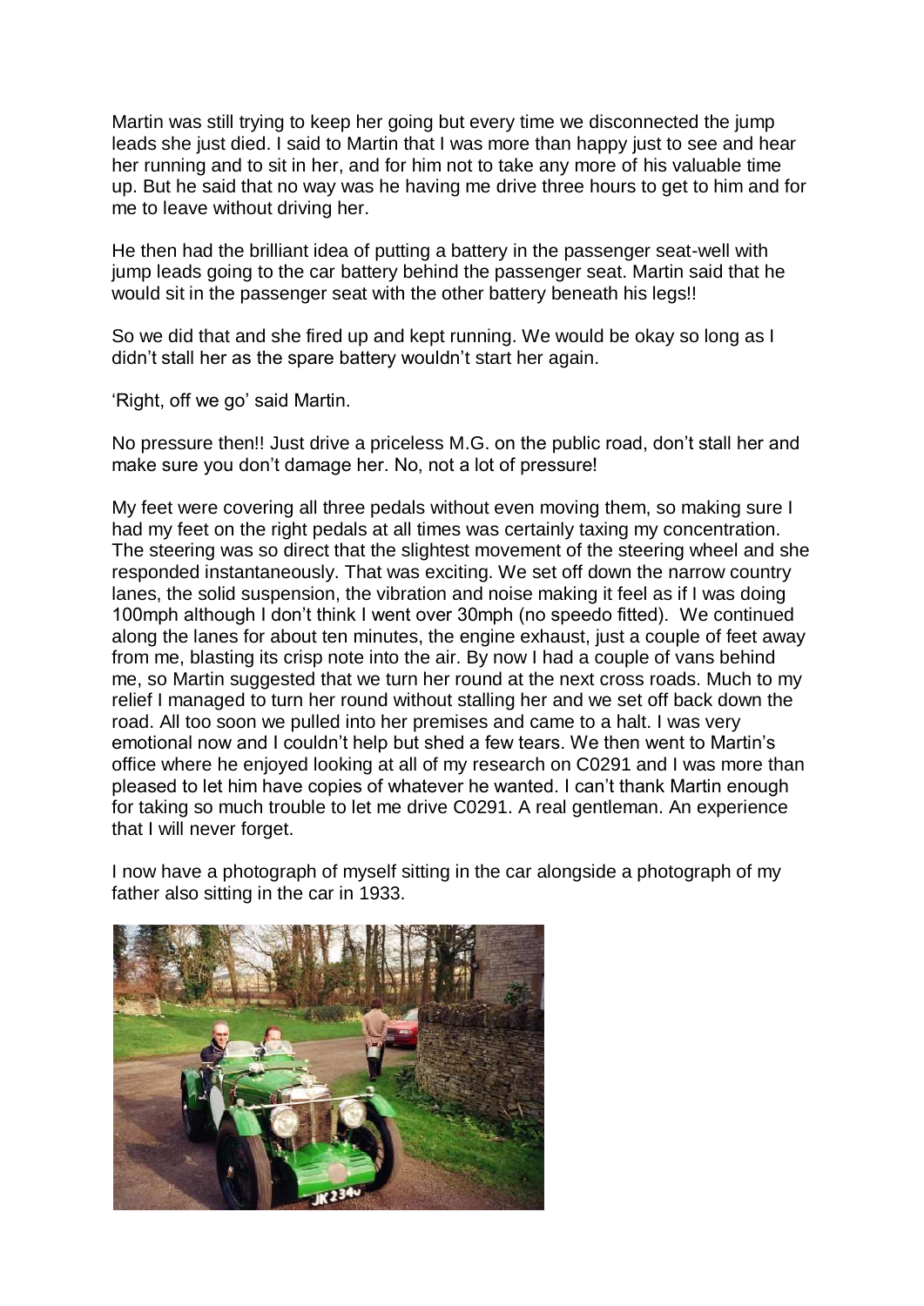Martin was still trying to keep her going but every time we disconnected the jump leads she just died. I said to Martin that I was more than happy just to see and hear her running and to sit in her, and for him not to take any more of his valuable time up. But he said that no way was he having me drive three hours to get to him and for me to leave without driving her.

He then had the brilliant idea of putting a battery in the passenger seat-well with jump leads going to the car battery behind the passenger seat. Martin said that he would sit in the passenger seat with the other battery beneath his legs!!

So we did that and she fired up and kept running. We would be okay so long as I didn't stall her as the spare battery wouldn't start her again.

'Right, off we go' said Martin.

No pressure then!! Just drive a priceless M.G. on the public road, don't stall her and make sure you don't damage her. No, not a lot of pressure!

My feet were covering all three pedals without even moving them, so making sure I had my feet on the right pedals at all times was certainly taxing my concentration. The steering was so direct that the slightest movement of the steering wheel and she responded instantaneously. That was exciting. We set off down the narrow country lanes, the solid suspension, the vibration and noise making it feel as if I was doing 100mph although I don't think I went over 30mph (no speedo fitted). We continued along the lanes for about ten minutes, the engine exhaust, just a couple of feet away from me, blasting its crisp note into the air. By now I had a couple of vans behind me, so Martin suggested that we turn her round at the next cross roads. Much to my relief I managed to turn her round without stalling her and we set off back down the road. All too soon we pulled into her premises and came to a halt. I was very emotional now and I couldn't help but shed a few tears. We then went to Martin's office where he enjoyed looking at all of my research on C0291 and I was more than pleased to let him have copies of whatever he wanted. I can't thank Martin enough for taking so much trouble to let me drive C0291. A real gentleman. An experience that I will never forget.

I now have a photograph of myself sitting in the car alongside a photograph of my father also sitting in the car in 1933.